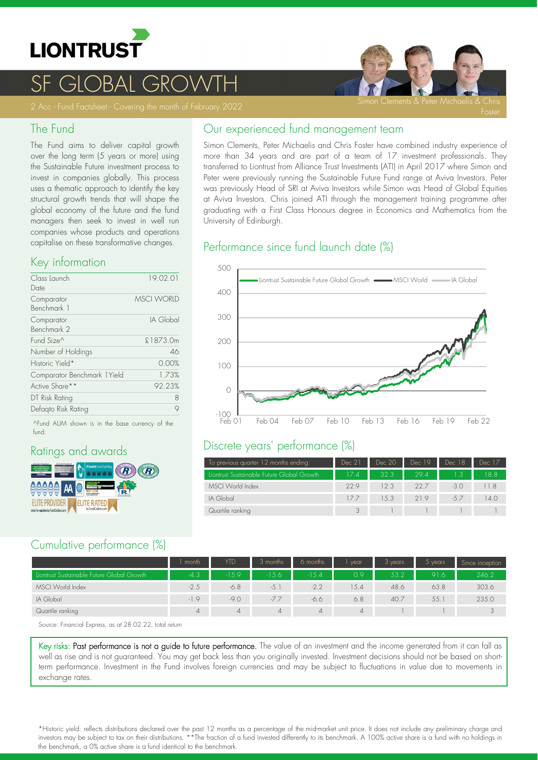LIONTRUST

# SF GLOBAL GROWTH

2 Acc - Fund Factsheet - Covering the month of February 2022

Simon Clements & Peter Michaelis & Chris Foster

## The Fund

The Fund aims to deliver capital growth over the long term (5 years or more) using the Sustainable Future investment process to invest in companies globally. This process uses a thematic approach to identify the key structural growth trends that will shape the global economy of the future and the fund managers then seek to invest in well run companies whose products and operations capitalise on these transformative changes.

## Key information

| | |
|---|---|
| Class Launch Date | 19.02.01 |
| Comparator Benchmark 1 | MSCI WORLD |
| Comparator Benchmark 2 | IA Global |
| Fund Size^ | £1873.0m |
| Number of Holdings | 46 |
| Historic Yield* | 0.00% |
| Comparator Benchmark 1Yield | 1.73% |
| Active Share** | 92.23% |
| DT Risk Rating | 8 |
| Defaqto Risk Rating | 9 |

^Fund AUM shown is in the base currency of the fund.

## Ratings and awards

ELITE PROVIDER ELITE RATED

## Our experienced fund management team

Simon Clements, Peter Michaelis and Chris Foster have combined industry experience of more than 34 years and are part of a team of 17 investment professionals. They transferred to Liontrust from Alliance Trust Investments (ATI) in April 2017 where Simon and Peter were previously running the Sustainable Future Fund range at Aviva Investors. Peter was previously Head of SRI at Aviva Investors while Simon was Head of Global Equities at Aviva Investors. Chris joined ATI through the management training programme after graduating with a First Class Honours degree in Economics and Mathematics from the University of Edinburgh.

## Performance since fund launch date (%)

Liontrust Sustainable Future Global Growth — MSCI World — IA Global

## Discrete years' performance (%)

| To previous quarter 12 months ending: | Dec 21 | Dec 20 | Dec 19 | Dec 18 | Dec 17 |
|---|---|---|---|---|---|
| Liontrust Sustainable Future Global Growth | 17.4 | 32.3 | 29.4 | 1.3 | 18.8 |
| MSCI World Index | 22.9 | 12.3 | 22.7 | -3.0 | 11.8 |
| IA Global | 17.7 | 15.3 | 21.9 | -5.7 | 14.0 |
| Quartile ranking | 3 | 1 | 1 | 1 | 1 |

## Cumulative performance (%)

| | 1 month | YTD | 3 months | 6 months | 1 year | 3 years | 5 years | Since inception |
|---|---|---|---|---|---|---|---|---|
| Liontrust Sustainable Future Global Growth | -4.3 | -15.9 | -15.6 | -15.4 | 0.9 | 53.2 | 91.6 | 246.2 |
| MSCI World Index | -2.5 | -6.8 | -5.1 | -2.2 | 15.4 | 48.6 | 63.8 | 303.6 |
| IA Global | -1.9 | -9.0 | -7.7 | -6.6 | 6.8 | 40.7 | 55.1 | 235.0 |
| Quartile ranking | 4 | 4 | 4 | 4 | 4 | 1 | 1 | 3 |

Source: Financial Express, as at 28.02.22, total return

**Key risks:** Past performance is not a guide to future performance. The value of an investment and the income generated from it can fall as well as rise and is not guaranteed. You may get back less than you originally invested. Investment decisions should not be based on short-term performance. Investment in the Fund involves foreign currencies and may be subject to fluctuations in value due to movements in exchange rates.

*Historic yield: reflects distributions declared over the past 12 months as a percentage of the mid-market unit price. It does not include any preliminary charge and investors may be subject to tax on their distributions. **The fraction of a fund invested differently to its benchmark. A 100% active share is a fund with no holdings in the benchmark, a 0% active share is a fund identical to the benchmark.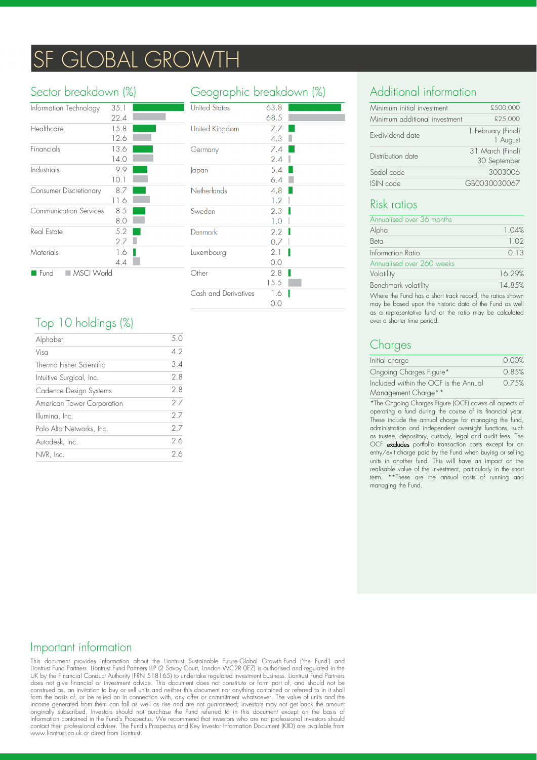# SF GLOBAL GROWTH

## Sector breakdown (%)

Information Technology 35.1 22.4

Healthcare 15.8 12.6

Financials 13.6 14.0

Industrials 9.9 10.1

Consumer Discretionary 8.7 11.6

Communication Services 8.5 8.0

Real Estate 5.2 2.7

Materials 1.6 4.4

Fund MSCI World

## Geographic breakdown (%)

United States 63.8 68.5

United Kingdom 7.7 4.3

Germany 7.4 2.4

Japan 5.4 6.4

Netherlands 4.8 1.2

Sweden 2.3 1.0

Denmark 2.2 0.7

Luxembourg 2.1 0.0

Other 2.8 15.5

Cash and Derivatives 1.6 0.0

## Top 10 holdings (%)

| | |
|---|---|
| Alphabet | 5.0 |
| Visa | 4.2 |
| Thermo Fisher Scientific | 3.4 |
| Intuitive Surgical, Inc. | 2.8 |
| Cadence Design Systems | 2.8 |
| American Tower Corporation | 2.7 |
| Illumina, Inc. | 2.7 |
| Palo Alto Networks, Inc. | 2.7 |
| Autodesk, Inc. | 2.6 |
| NVR, Inc. | 2.6 |

## Additional information

| | |
|---|---|
| Minimum initial investment | £500,000 |
| Minimum additional investment | £25,000 |
| Ex-dividend date | 1 February (Final) 1 August |
| Distribution date | 31 March (Final) 30 September |
| Sedol code | 3003006 |
| ISIN code | GB0030030067 |

## Risk ratios

| | |
|---|---|
| Annualised over 36 months | |
| Alpha | 1.04% |
| Beta | 1.02 |
| Information Ratio | 0.13 |
| Annualised over 260 weeks | |
| Volatility | 16.29% |
| Benchmark volatility | 14.85% |

Where the Fund has a short track record, the ratios shown may be based upon the historic data of the Fund as well as a representative fund or the ratio may be calculated over a shorter time period.

## Charges

| | |
|---|---|
| Initial charge | 0.00% |
| Ongoing Charges Figure* | 0.85% |
| Included within the OCF is the Annual Management Charge** | 0.75% |

*The Ongoing Charges Figure (OCF) covers all aspects of operating a fund during the course of its financial year. These include the annual charge for managing the fund, administration and independent oversight functions, such as trustee, depository, custody, legal and audit fees. The OCF **excludes** portfolio transaction costs except for an entry/exit charge paid by the Fund when buying or selling units in another fund. This will have an impact on the realisable value of the investment, particularly in the short term. **These are the annual costs of running and managing the Fund.

## Important information

This document provides information about the Liontrust Sustainable Future Global Growth Fund ('the Fund') and Liontrust Fund Partners. Liontrust Fund Partners LLP (2 Savoy Court, London WC2R 0EZ) is authorised and regulated in the UK by the Financial Conduct Authority (FRN 518165) to undertake regulated investment business. Liontrust Fund Partners does not give financial or investment advice. This document does not constitute or form part of, and should not be construed as, an invitation to buy or sell units and neither this document nor anything contained or referred to in it shall form the basis of, or be relied on in connection with, any offer or commitment whatsoever. The value of units and the income generated from them can fall as well as rise and are not guaranteed; investors may not get back the amount originally subscribed. Investors should not purchase the Fund referred to in this document except on the basis of information contained in the Fund's Prospectus. We recommend that investors who are not professional investors should contact their professional adviser. The Fund's Prospectus and Key Investor Information Document (KIID) are available from www.liontrust.co.uk or direct from Liontrust.